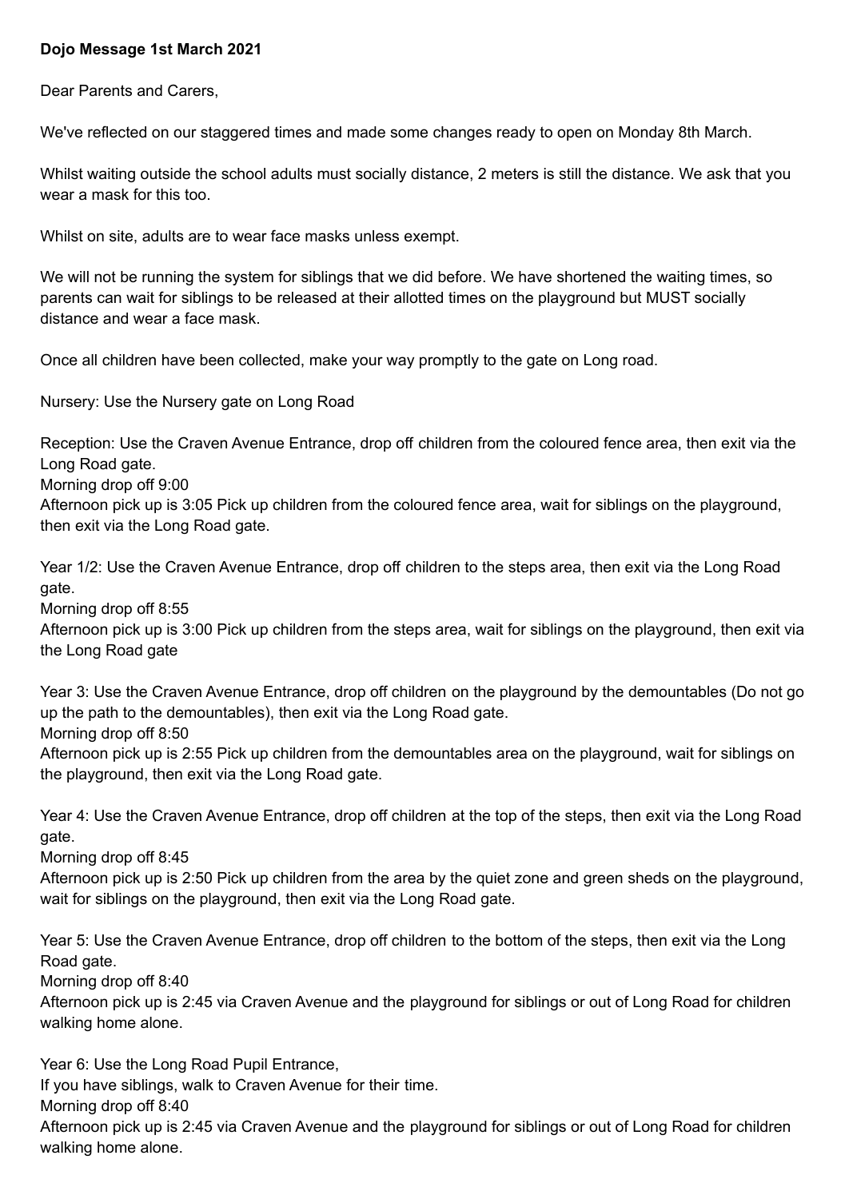**Dojo Message 1st March 2021**

Dear Parents and Carers,

We've reflected on our staggered times and made some changes ready to open on Monday 8th March.

Whilst waiting outside the school adults must socially distance, 2 meters is still the distance. We ask that you wear a mask for this too.

Whilst on site, adults are to wear face masks unless exempt.

We will not be running the system for siblings that we did before. We have shortened the waiting times, so parents can wait for siblings to be released at their allotted times on the playground but MUST socially distance and wear a face mask.

Once all children have been collected, make your way promptly to the gate on Long road.

Nursery: Use the Nursery gate on Long Road

Reception: Use the Craven Avenue Entrance, drop off children from the coloured fence area, then exit via the Long Road gate.
Morning drop off 9:00
Afternoon pick up is 3:05 Pick up children from the coloured fence area, wait for siblings on the playground, then exit via the Long Road gate.

Year 1/2: Use the Craven Avenue Entrance, drop off children to the steps area, then exit via the Long Road gate.
Morning drop off 8:55
Afternoon pick up is 3:00 Pick up children from the steps area, wait for siblings on the playground, then exit via the Long Road gate

Year 3: Use the Craven Avenue Entrance, drop off children on the playground by the demountables (Do not go up the path to the demountables), then exit via the Long Road gate.
Morning drop off 8:50
Afternoon pick up is 2:55 Pick up children from the demountables area on the playground, wait for siblings on the playground, then exit via the Long Road gate.

Year 4: Use the Craven Avenue Entrance, drop off children at the top of the steps, then exit via the Long Road gate.
Morning drop off 8:45
Afternoon pick up is 2:50 Pick up children from the area by the quiet zone and green sheds on the playground, wait for siblings on the playground, then exit via the Long Road gate.

Year 5: Use the Craven Avenue Entrance, drop off children to the bottom of the steps, then exit via the Long Road gate.
Morning drop off 8:40
Afternoon pick up is 2:45 via Craven Avenue and the playground for siblings or out of Long Road for children walking home alone.

Year 6: Use the Long Road Pupil Entrance,
If you have siblings, walk to Craven Avenue for their time.
Morning drop off 8:40
Afternoon pick up is 2:45 via Craven Avenue and the playground for siblings or out of Long Road for children walking home alone.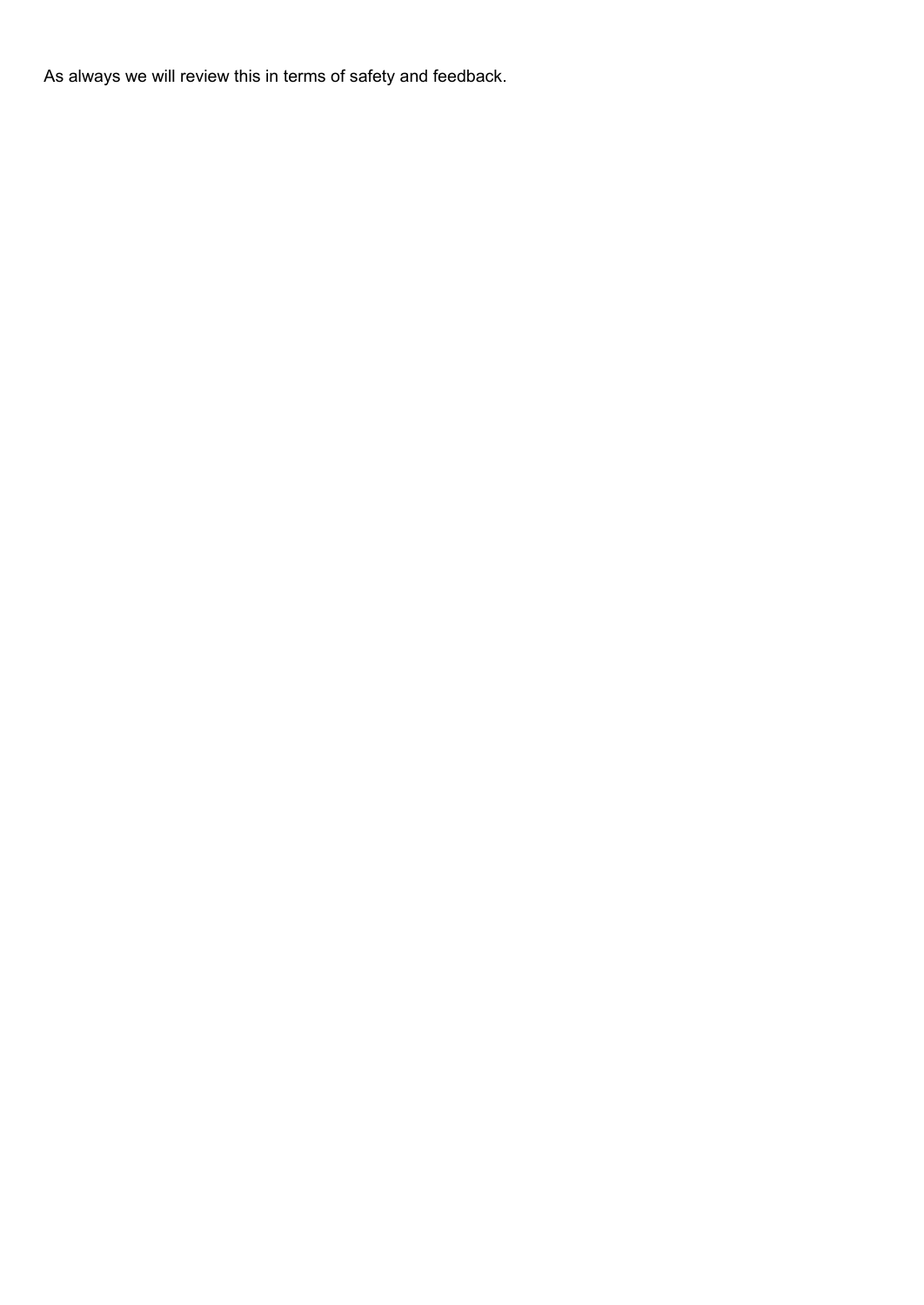As always we will review this in terms of safety and feedback.